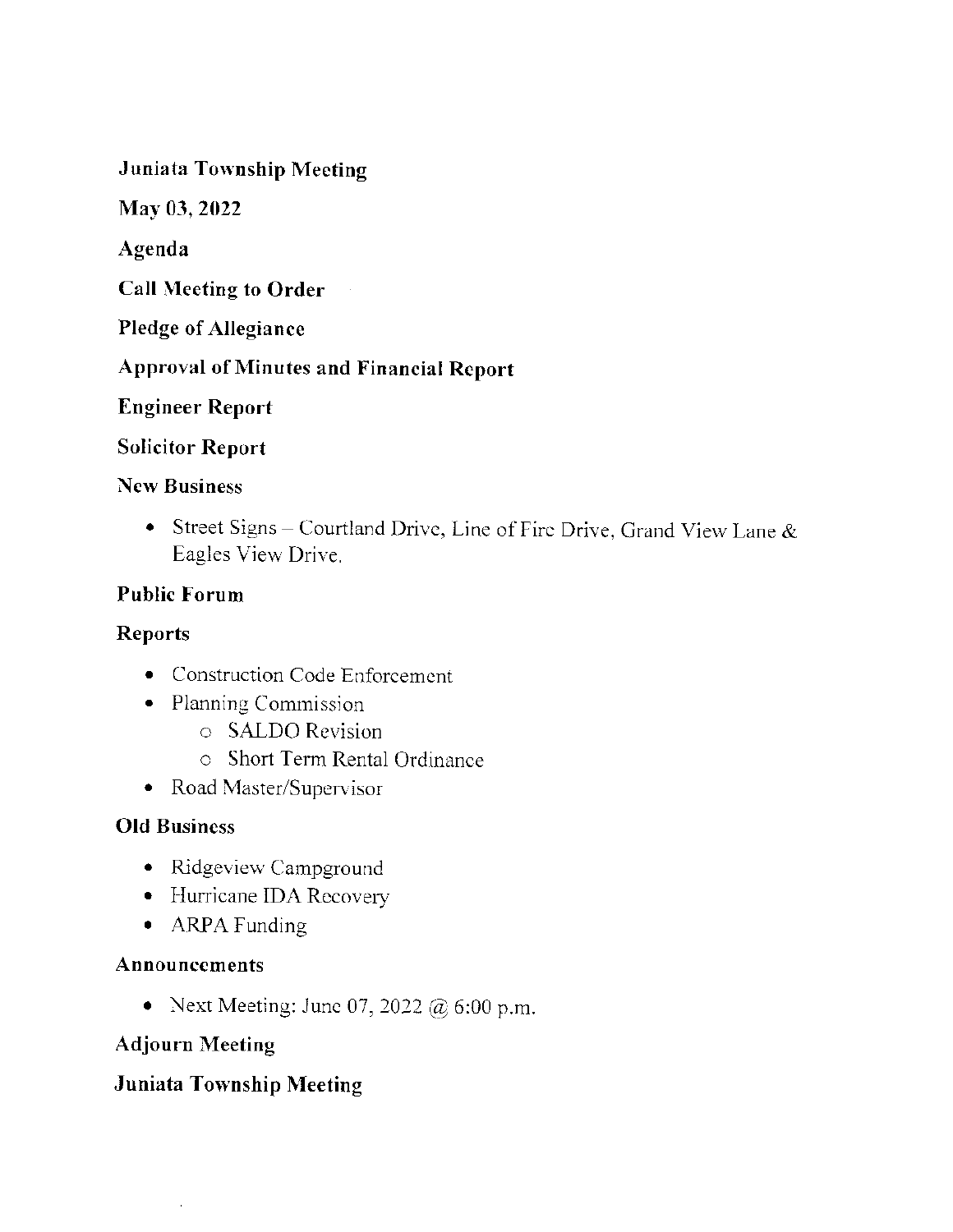**Juniata Township Meeting**

**May 03, 2022**

**Agenda**

**Call Meeting to Order**

**Pledge of Allegiance**

**Approval of Minutes and Financial Report**

**Engineer Report**

**Solicitor Report**

**New Business**

- Street Signs – Courtland Drive, Line of Fire Drive, Grand View Lane & Eagles View Drive.

**Public Forum**

**Reports**

- Construction Code Enforcement
- Planning Commission
  - SALDO Revision
  - Short Term Rental Ordinance
- Road Master/Supervisor

**Old Business**

- Ridgeview Campground
- Hurricane IDA Recovery
- ARPA Funding

**Announcements**

- Next Meeting: June 07, 2022 @ 6:00 p.m.

**Adjourn Meeting**

**Juniata Township Meeting**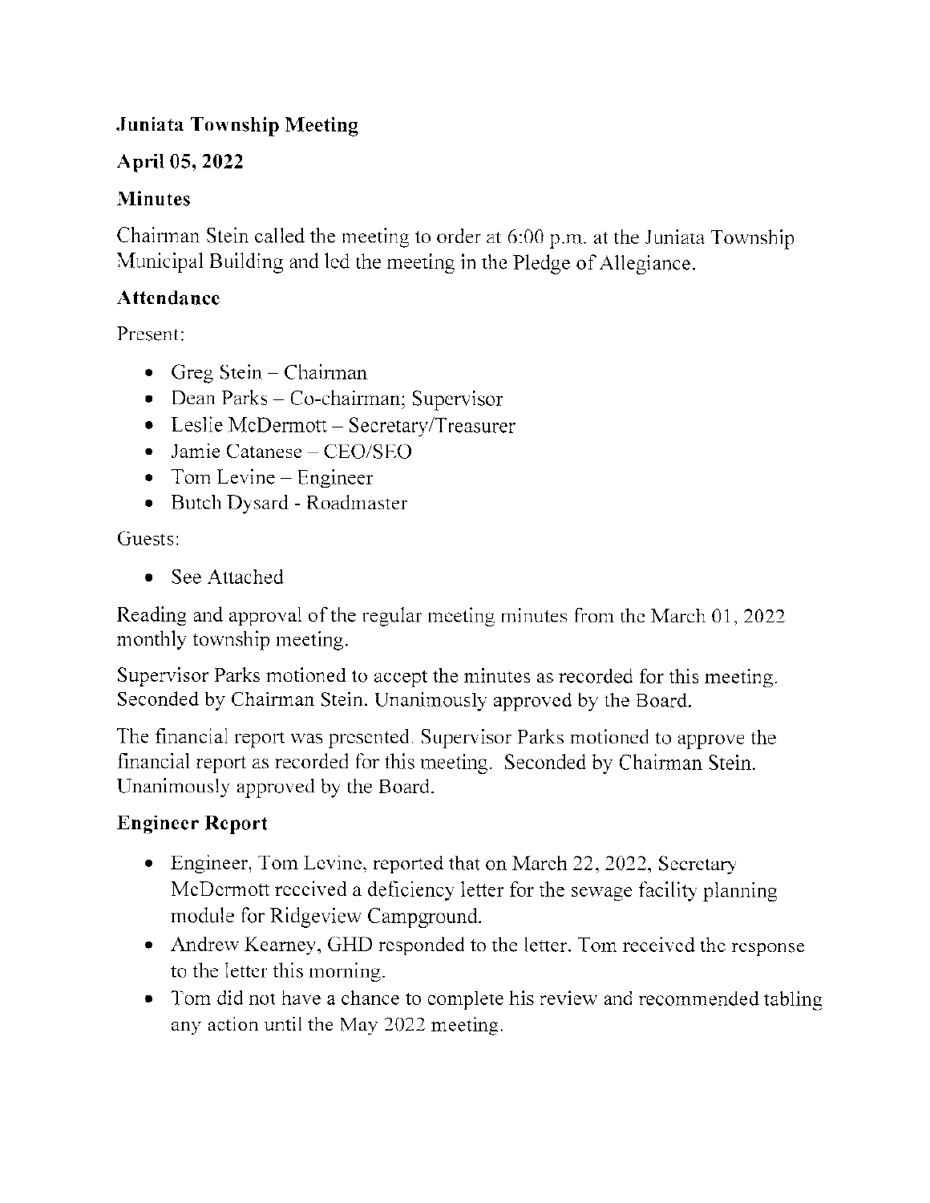## Juniata Township Meeting

## April 05, 2022

## Minutes

Chairman Stein called the meeting to order at 6:00 p.m. at the Juniata Township Municipal Building and led the meeting in the Pledge of Allegiance.

## Attendance

Present:

- Greg Stein – Chairman
- Dean Parks – Co-chairman; Supervisor
- Leslie McDermott – Secretary/Treasurer
- Jamie Catanese – CEO/SEO
- Tom Levine – Engineer
- Butch Dysard - Roadmaster

Guests:

- See Attached

Reading and approval of the regular meeting minutes from the March 01, 2022 monthly township meeting.

Supervisor Parks motioned to accept the minutes as recorded for this meeting. Seconded by Chairman Stein. Unanimously approved by the Board.

The financial report was presented. Supervisor Parks motioned to approve the financial report as recorded for this meeting. Seconded by Chairman Stein. Unanimously approved by the Board.

## Engineer Report

- Engineer, Tom Levine, reported that on March 22, 2022, Secretary McDermott received a deficiency letter for the sewage facility planning module for Ridgeview Campground.
- Andrew Kearney, GHD responded to the letter. Tom received the response to the letter this morning.
- Tom did not have a chance to complete his review and recommended tabling any action until the May 2022 meeting.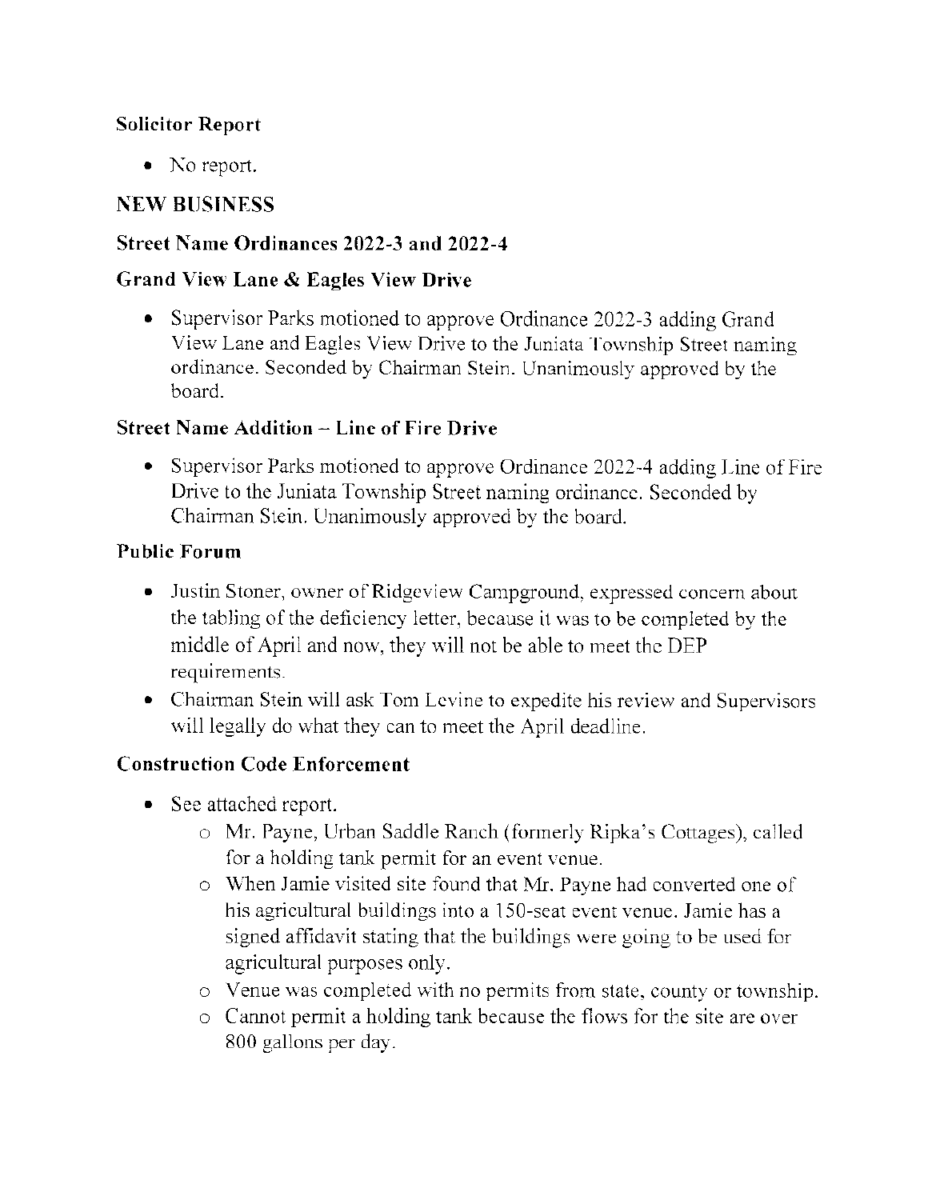**Solicitor Report**

- No report.

**NEW BUSINESS**

**Street Name Ordinances 2022-3 and 2022-4**

**Grand View Lane & Eagles View Drive**

- Supervisor Parks motioned to approve Ordinance 2022-3 adding Grand View Lane and Eagles View Drive to the Juniata Township Street naming ordinance. Seconded by Chairman Stein. Unanimously approved by the board.

**Street Name Addition – Line of Fire Drive**

- Supervisor Parks motioned to approve Ordinance 2022-4 adding Line of Fire Drive to the Juniata Township Street naming ordinance. Seconded by Chairman Stein. Unanimously approved by the board.

**Public Forum**

- Justin Stoner, owner of Ridgeview Campground, expressed concern about the tabling of the deficiency letter, because it was to be completed by the middle of April and now, they will not be able to meet the DEP requirements.
- Chairman Stein will ask Tom Levine to expedite his review and Supervisors will legally do what they can to meet the April deadline.

**Construction Code Enforcement**

- See attached report.
  - Mr. Payne, Urban Saddle Ranch (formerly Ripka's Cottages), called for a holding tank permit for an event venue.
  - When Jamie visited site found that Mr. Payne had converted one of his agricultural buildings into a 150-seat event venue. Jamie has a signed affidavit stating that the buildings were going to be used for agricultural purposes only.
  - Venue was completed with no permits from state, county or township.
  - Cannot permit a holding tank because the flows for the site are over 800 gallons per day.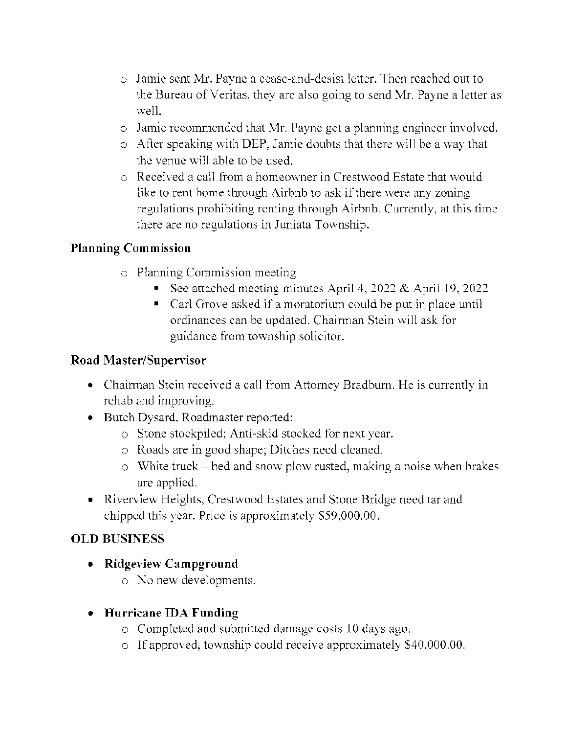- Jamie sent Mr. Payne a cease-and-desist letter. Then reached out to the Bureau of Veritas, they are also going to send Mr. Payne a letter as well.
- Jamie recommended that Mr. Payne get a planning engineer involved.
- After speaking with DEP, Jamie doubts that there will be a way that the venue will able to be used.
- Received a call from a homeowner in Crestwood Estate that would like to rent home through Airbnb to ask if there were any zoning regulations prohibiting renting through Airbnb. Currently, at this time there are no regulations in Juniata Township.

## Planning Commission

- Planning Commission meeting
  - See attached meeting minutes April 4, 2022 & April 19, 2022
  - Carl Grove asked if a moratorium could be put in place until ordinances can be updated. Chairman Stein will ask for guidance from township solicitor.

## Road Master/Supervisor

- Chairman Stein received a call from Attorney Bradburn. He is currently in rehab and improving.
- Butch Dysard, Roadmaster reported:
  - Stone stockpiled; Anti-skid stocked for next year.
  - Roads are in good shape; Ditches need cleaned.
  - White truck – bed and snow plow rusted, making a noise when brakes are applied.
- Riverview Heights, Crestwood Estates and Stone Bridge need tar and chipped this year. Price is approximately $59,000.00.

## OLD BUSINESS

- **Ridgeview Campground**
  - No new developments.

- **Hurricane IDA Funding**
  - Completed and submitted damage costs 10 days ago.
  - If approved, township could receive approximately $40,000.00.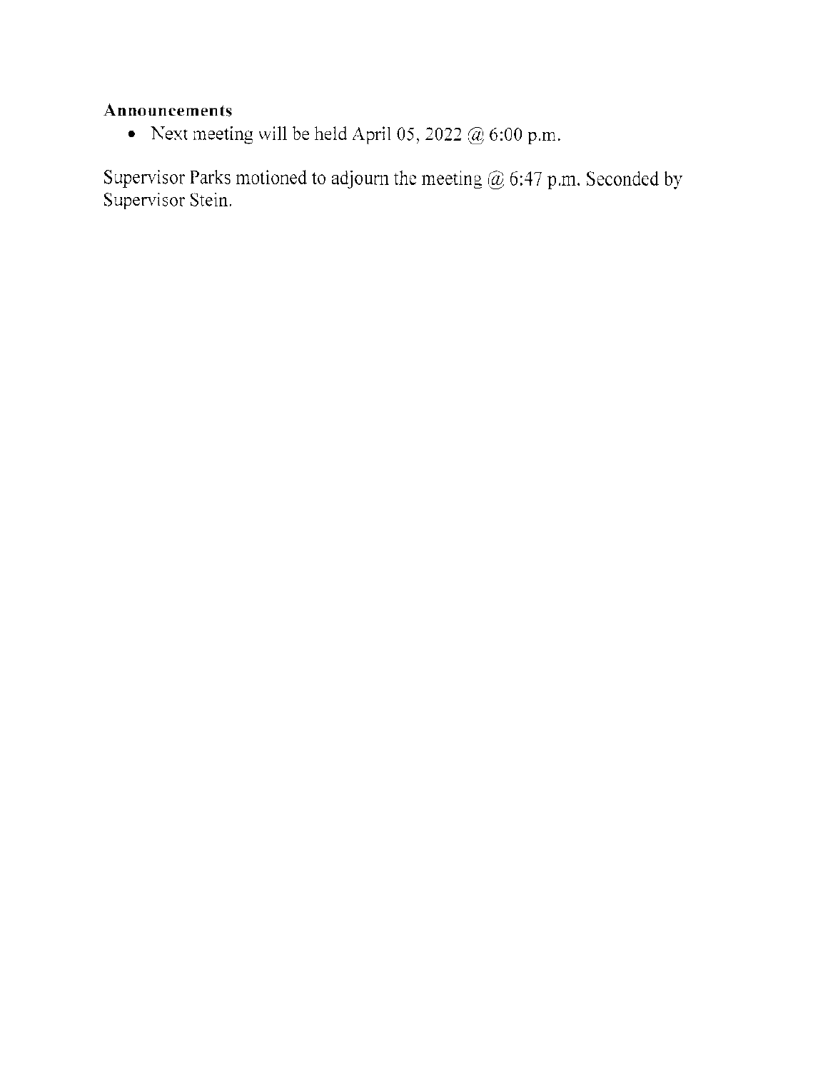**Announcements**

- Next meeting will be held April 05, 2022 @ 6:00 p.m.

Supervisor Parks motioned to adjourn the meeting @ 6:47 p.m. Seconded by Supervisor Stein.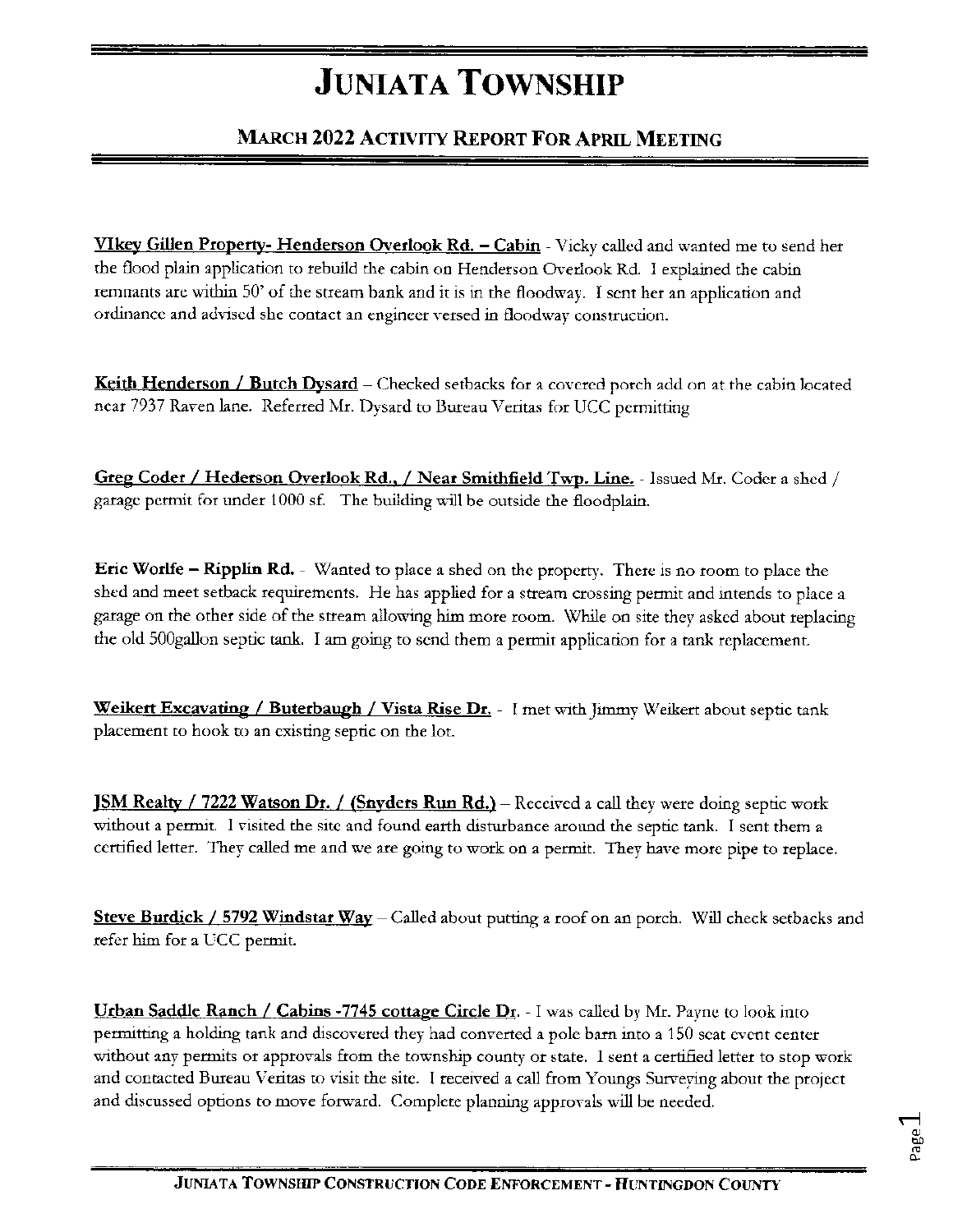# Juniata Township

## March 2022 Activity Report For April Meeting

**VIkey Gillen Property- Henderson Overlook Rd. – Cabin** - Vicky called and wanted me to send her the flood plain application to rebuild the cabin on Henderson Overlook Rd. I explained the cabin remnants are within 50' of the stream bank and it is in the floodway. I sent her an application and ordinance and advised she contact an engineer versed in floodway construction.

**Keith Henderson / Butch Dysard** – Checked setbacks for a covered porch add on at the cabin located near 7937 Raven lane. Referred Mr. Dysard to Bureau Veritas for UCC permitting

**Greg Coder / Hederson Overlook Rd., / Near Smithfield Twp. Line.** - Issued Mr. Coder a shed / garage permit for under 1000 sf. The building will be outside the floodplain.

**Eric Worlfe – Ripplin Rd.** - Wanted to place a shed on the property. There is no room to place the shed and meet setback requirements. He has applied for a stream crossing permit and intends to place a garage on the other side of the stream allowing him more room. While on site they asked about replacing the old 500gallon septic tank. I am going to send them a permit application for a tank replacement.

**Weikert Excavating / Buterbaugh / Vista Rise Dr.** - I met with Jimmy Weikert about septic tank placement to hook to an existing septic on the lot.

**JSM Realty / 7222 Watson Dr. / (Snyders Run Rd.)** – Received a call they were doing septic work without a permit. I visited the site and found earth disturbance around the septic tank. I sent them a certified letter. They called me and we are going to work on a permit. They have more pipe to replace.

**Steve Burdick / 5792 Windstar Way** – Called about putting a roof on an porch. Will check setbacks and refer him for a UCC permit.

**Urban Saddle Ranch / Cabins -7745 cottage Circle Dr.** - I was called by Mr. Payne to look into permitting a holding tank and discovered they had converted a pole barn into a 150 seat event center without any permits or approvals from the township county or state. I sent a certified letter to stop work and contacted Bureau Veritas to visit the site. I received a call from Youngs Surveying about the project and discussed options to move forward. Complete planning approvals will be needed.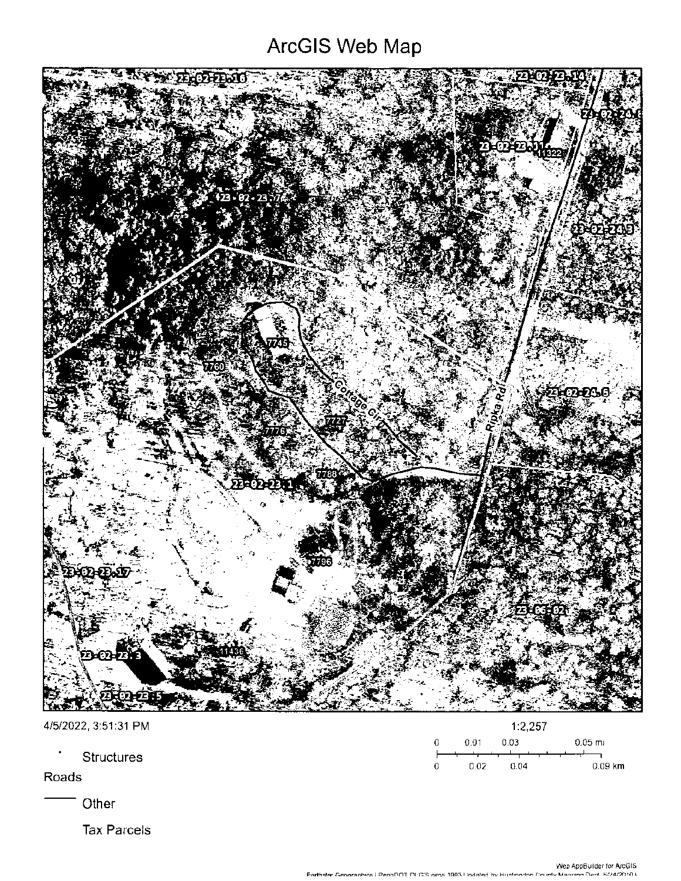# ArcGIS Web Map

23-02-23.16

23-02-23.14

23-02-24.8

23-02-23.11

11322

23-02-23.7

23-02-24.3

7745

7760

Cottage Cir

23-02-24.6

Ripka Rd

7727

7776

7788

23-02-23.1

7796

23-02-23.17

23-06-02

11436

23-02-23.3

23-02-23.5

4/5/2022, 3:51:31 PM

1:2,257

0 0.01 0.03 0.05 mi

0 0.02 0.04 0.09 km

- Structures

Roads

—— Other

Tax Parcels

Web AppBuilder for ArcGIS
Earthstar Geographics | PennDOT DLG'S circa 1983 Updated by Huntingdon County Mapping Dept. 6/24/2010 |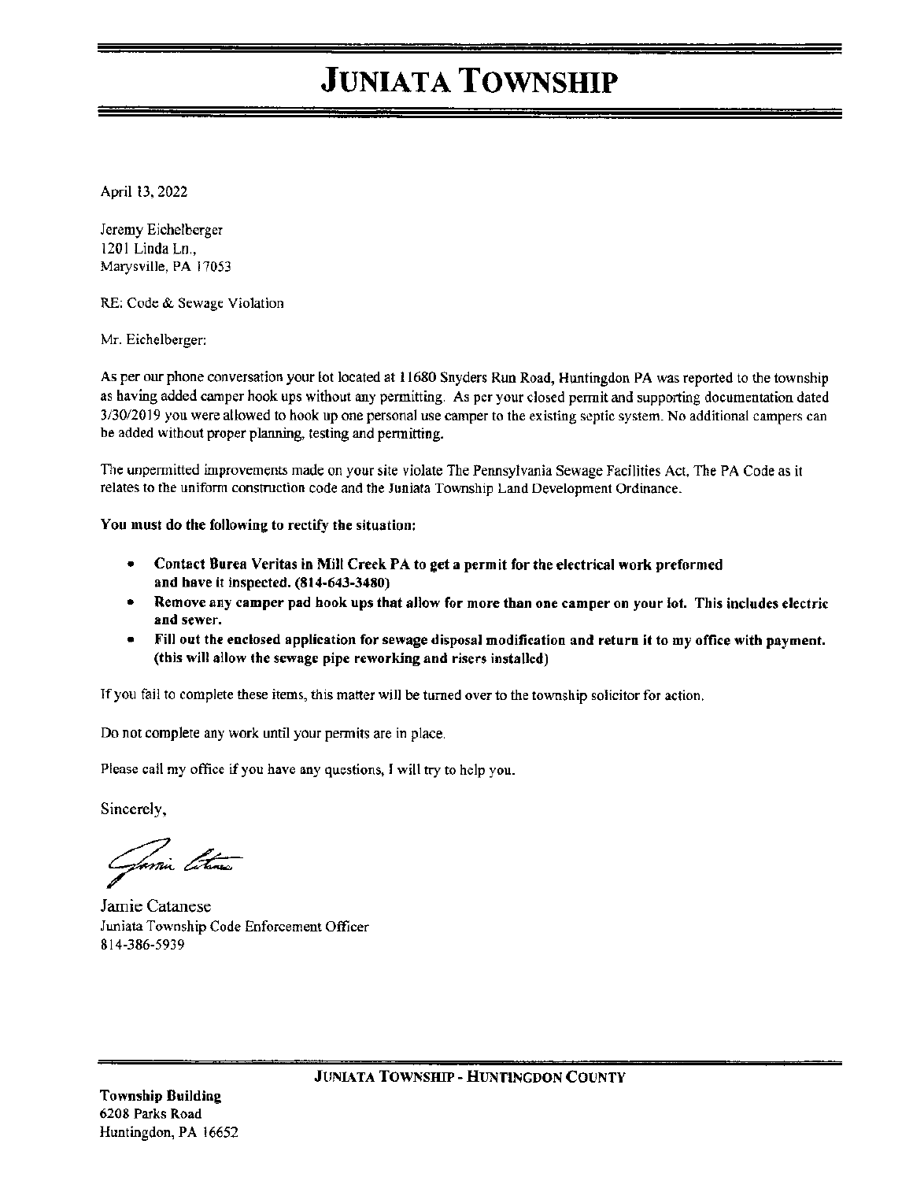# JUNIATA TOWNSHIP

April 13, 2022

Jeremy Eichelberger
1201 Linda Ln.,
Marysville, PA 17053

RE: Code & Sewage Violation

Mr. Eichelberger:

As per our phone conversation your lot located at 11680 Snyders Run Road, Huntingdon PA was reported to the township as having added camper hook ups without any permitting. As per your closed permit and supporting documentation dated 3/30/2019 you were allowed to hook up one personal use camper to the existing septic system. No additional campers can be added without proper planning, testing and permitting.

The unpermitted improvements made on your site violate The Pennsylvania Sewage Facilities Act, The PA Code as it relates to the uniform construction code and the Juniata Township Land Development Ordinance.

**You must do the following to rectify the situation:**

- **Contact Burea Veritas in Mill Creek PA to get a permit for the electrical work preformed and have it inspected. (814-643-3480)**
- **Remove any camper pad hook ups that allow for more than one camper on your lot. This includes electric and sewer.**
- **Fill out the enclosed application for sewage disposal modification and return it to my office with payment. (this will allow the sewage pipe reworking and risers installed)**

If you fail to complete these items, this matter will be turned over to the township solicitor for action.

Do not complete any work until your permits are in place.

Please call my office if you have any questions, I will try to help you.

Sincerely,

Jamie Catanese
Juniata Township Code Enforcement Officer
814-386-5939

JUNIATA TOWNSHIP - HUNTINGDON COUNTY

**Township Building**
6208 Parks Road
Huntingdon, PA 16652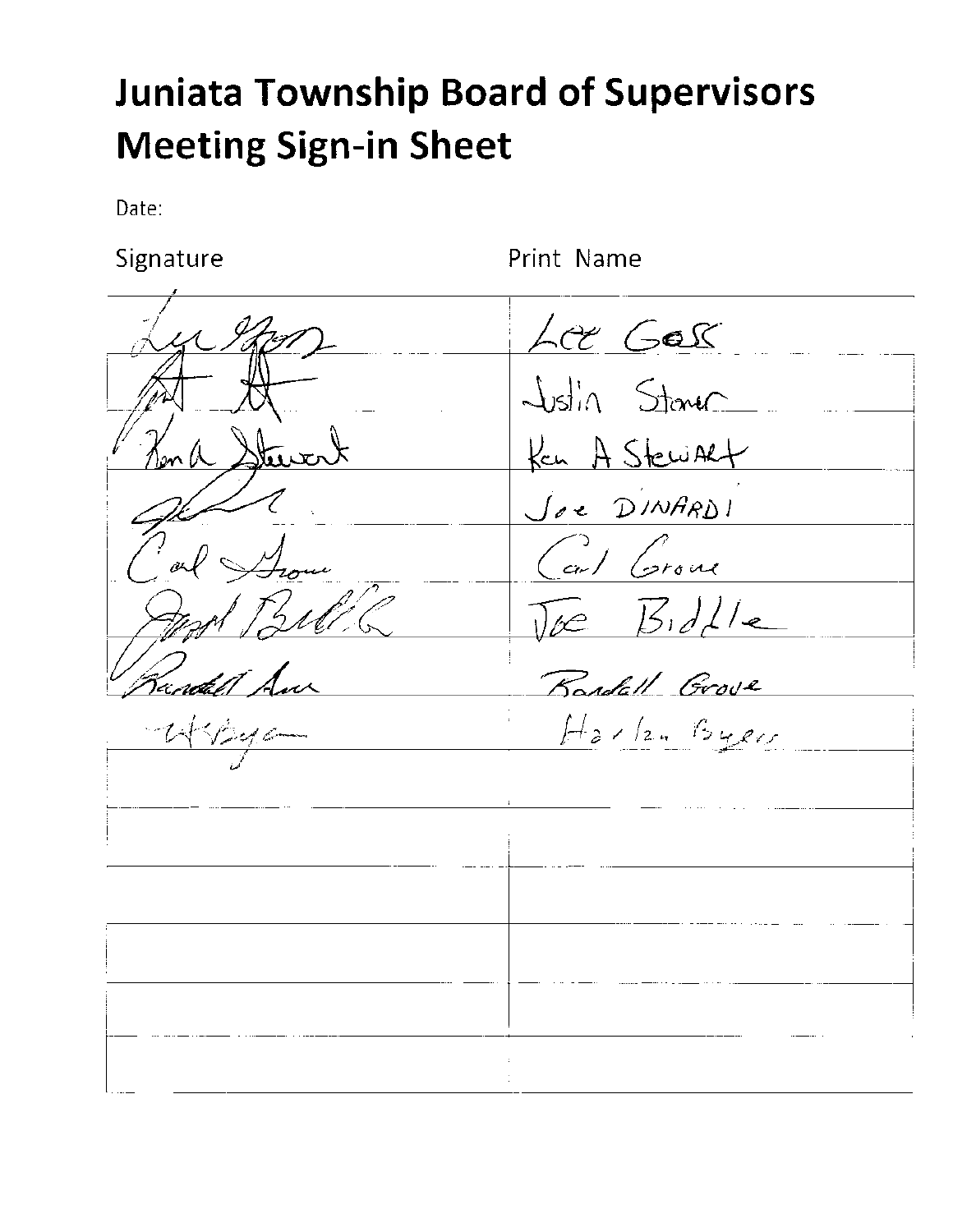# Juniata Township Board of Supervisors Meeting Sign-in Sheet

Date:

| Signature | Print Name |
| --- | --- |
| [signature] | Lee Goss |
| [signature] | Justin Stoner |
| [signature] | Ken A Stewart |
| [signature] | Joe DINARDI |
| [signature] | Carl Grove |
| [signature] | Joe Biddle |
| [signature] | Randall Grove |
| [signature] | Harlan Byers |
| | |
| | |
| | |
| | |
| | |
| | |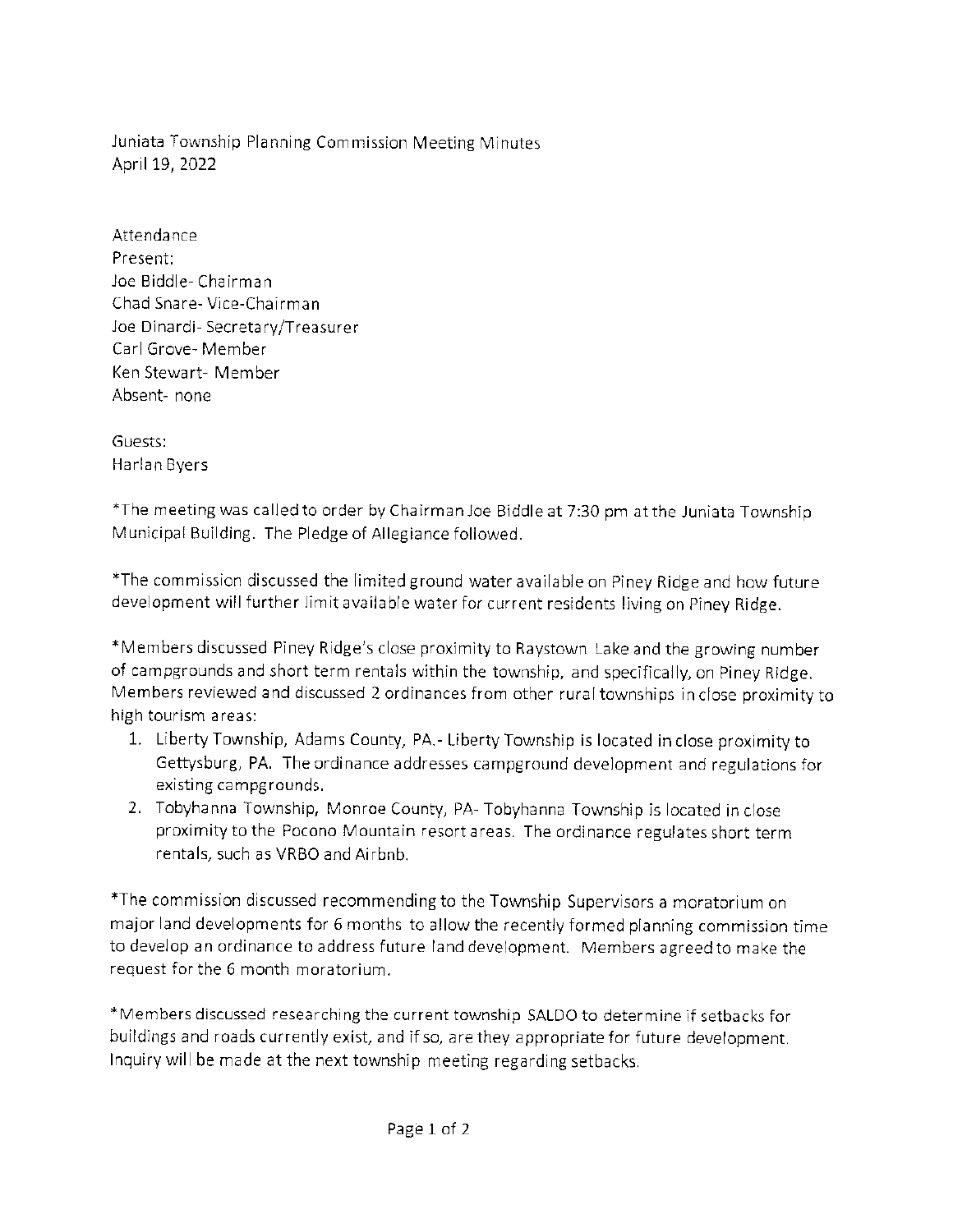Juniata Township Planning Commission Meeting Minutes
April 19, 2022

Attendance
Present:
Joe Biddle- Chairman
Chad Snare- Vice-Chairman
Joe Dinardi- Secretary/Treasurer
Carl Grove- Member
Ken Stewart- Member
Absent- none

Guests:
Harlan Byers

*The meeting was called to order by Chairman Joe Biddle at 7:30 pm at the Juniata Township Municipal Building. The Pledge of Allegiance followed.

*The commission discussed the limited ground water available on Piney Ridge and how future development will further limit available water for current residents living on Piney Ridge.

*Members discussed Piney Ridge's close proximity to Raystown Lake and the growing number of campgrounds and short term rentals within the township, and specifically, on Piney Ridge. Members reviewed and discussed 2 ordinances from other rural townships in close proximity to high tourism areas:

1. Liberty Township, Adams County, PA.- Liberty Township is located in close proximity to Gettysburg, PA. The ordinance addresses campground development and regulations for existing campgrounds.
2. Tobyhanna Township, Monroe County, PA- Tobyhanna Township is located in close proximity to the Pocono Mountain resort areas. The ordinance regulates short term rentals, such as VRBO and Airbnb.

*The commission discussed recommending to the Township Supervisors a moratorium on major land developments for 6 months to allow the recently formed planning commission time to develop an ordinance to address future land development. Members agreed to make the request for the 6 month moratorium.

*Members discussed researching the current township SALDO to determine if setbacks for buildings and roads currently exist, and if so, are they appropriate for future development. Inquiry will be made at the next township meeting regarding setbacks.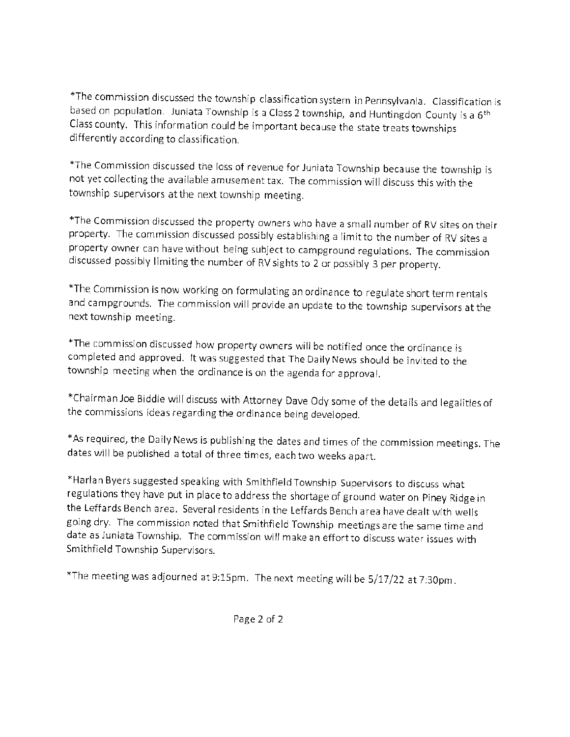*The commission discussed the township classification system in Pennsylvania. Classification is based on population. Juniata Township is a Class 2 township, and Huntingdon County is a 6th Class county. This information could be important because the state treats townships differently according to classification.

*The Commission discussed the loss of revenue for Juniata Township because the township is not yet collecting the available amusement tax. The commission will discuss this with the township supervisors at the next township meeting.

*The Commission discussed the property owners who have a small number of RV sites on their property. The commission discussed possibly establishing a limit to the number of RV sites a property owner can have without being subject to campground regulations. The commission discussed possibly limiting the number of RV sights to 2 or possibly 3 per property.

*The Commission is now working on formulating an ordinance to regulate short term rentals and campgrounds. The commission will provide an update to the township supervisors at the next township meeting.

*The commission discussed how property owners will be notified once the ordinance is completed and approved. It was suggested that The Daily News should be invited to the township meeting when the ordinance is on the agenda for approval.

*Chairman Joe Biddle will discuss with Attorney Dave Ody some of the details and legalities of the commissions ideas regarding the ordinance being developed.

*As required, the Daily News is publishing the dates and times of the commission meetings. The dates will be published a total of three times, each two weeks apart.

*Harlan Byers suggested speaking with Smithfield Township Supervisors to discuss what regulations they have put in place to address the shortage of ground water on Piney Ridge in the Leffards Bench area. Several residents in the Leffards Bench area have dealt with wells going dry. The commission noted that Smithfield Township meetings are the same time and date as Juniata Township. The commission will make an effort to discuss water issues with Smithfield Township Supervisors.

*The meeting was adjourned at 9:15pm. The next meeting will be 5/17/22 at 7:30pm.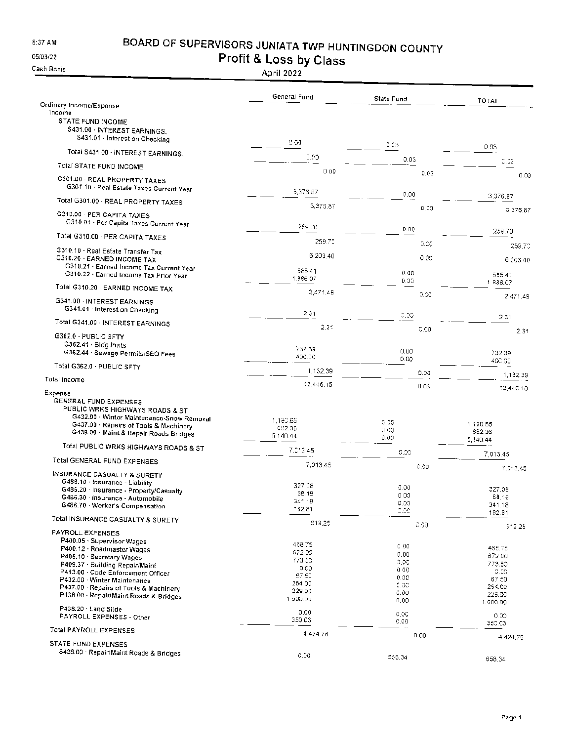8:37 AM

05/03/22

Cash Basis

# BOARD OF SUPERVISORS JUNIATA TWP HUNTINGDON COUNTY

## Profit & Loss by Class

### April 2022

| | General Fund | State Fund | TOTAL |
|---|---|---|---|
| **Ordinary Income/Expense** | | | |
| **Income** | | | |
| STATE FUND INCOME | | | |
| S431.00 · INTEREST EARNINGS. | | | |
| S431.01 · Interest on Checking | 0.00 | 0.03 | 0.03 |
| Total S431.00 · INTEREST EARNINGS. | 0.00 | 0.03 | 0.03 |
| Total STATE FUND INCOME | 0.00 | 0.03 | 0.03 |
| G301.00 · REAL PROPERTY TAXES | | | |
| G301.10 · Real Estate Taxes Current Year | 3,376.87 | 0.00 | 3,376.87 |
| Total G301.00 · REAL PROPERTY TAXES | 3,376.87 | 0.00 | 3,376.87 |
| G310.00 · PER CAPITA TAXES | | | |
| G310.01 · Per Capita Taxes Current Year | 259.70 | 0.00 | 259.70 |
| Total G310.00 · PER CAPITA TAXES | 259.70 | 0.00 | 259.70 |
| G310.10 · Real Estate Transfer Tax | 6,203.40 | 0.00 | 6,203.40 |
| G310.20 · EARNED INCOME TAX | | | |
| G310.21 · Earned Income Tax Current Year | 585.41 | 0.00 | 585.41 |
| G310.22 · Earned Income Tax Prior Year | 1,886.07 | 0.00 | 1,886.07 |
| Total G310.20 · EARNED INCOME TAX | 2,471.48 | 0.00 | 2,471.48 |
| G341.00 · INTEREST EARNINGS | | | |
| G341.01 · Interest on Checking | 2.31 | 0.00 | 2.31 |
| Total G341.00 · INTEREST EARNINGS | 2.31 | 0.00 | 2.31 |
| G362.0 · PUBLIC SFTY | | | |
| G362.41 · Bldg Pmts | 732.39 | 0.00 | 732.39 |
| G362.44 · Sewage Permits/SEO Fees | 400.00 | 0.00 | 400.00 |
| Total G362.0 · PUBLIC SFTY | 1,132.39 | 0.00 | 1,132.39 |
| **Total Income** | 13,446.15 | 0.03 | 13,446.18 |
| **Expense** | | | |
| GENERAL FUND EXPENSES | | | |
| PUBLIC WRKS HIGHWAYS ROADS & ST | | | |
| G432.00 · Winter Maintenance-Snow Removal | 1,190.65 | 0.00 | 1,190.65 |
| G437.00 · Repairs of Tools & Machinery | 682.36 | 0.00 | 682.36 |
| G438.00 · Maint & Repair Roads Bridges | 5,140.44 | 0.00 | 5,140.44 |
| Total PUBLIC WRKS HIGHWAYS ROADS & ST | 7,013.45 | 0.00 | 7,013.45 |
| Total GENERAL FUND EXPENSES | 7,013.45 | 0.00 | 7,013.45 |
| INSURANCE CASUALTY & SURETY | | | |
| G486.10 · Insurance - Liability | 327.08 | 0.00 | 327.08 |
| G486.20 · Insurance - Property/Casualty | 68.18 | 0.00 | 68.18 |
| G486.30 · Insurance - Automobile | 341.18 | 0.00 | 341.18 |
| G486.70 · Worker's Compensation | 182.81 | 0.00 | 182.81 |
| Total INSURANCE CASUALTY & SURETY | 919.25 | 0.00 | 919.25 |
| PAYROLL EXPENSES | | | |
| P400.05 · Supervisor Wages | 468.75 | 0.00 | 468.75 |
| P400.12 · Roadmaster Wages | 672.00 | 0.00 | 672.00 |
| P405.10 · Secretary Wages | 773.50 | 0.00 | 773.50 |
| P409.37 · Building Repair/Maint | 0.00 | 0.00 | 0.00 |
| P413.00 · Code Enforcement Officer | 67.50 | 0.00 | 67.50 |
| P432.00 · Winter Maintenance | 264.00 | 0.00 | 264.00 |
| P437.00 · Repairs of Tools & Machinery | 229.00 | 0.00 | 229.00 |
| P438.00 · Repair/Maint Roads & Bridges | 1,600.00 | 0.00 | 1,600.00 |
| P438.20 · Land Slide | 0.00 | 0.00 | 0.00 |
| PAYROLL EXPENSES - Other | 350.03 | 0.00 | 350.03 |
| Total PAYROLL EXPENSES | 4,424.78 | 0.00 | 4,424.78 |
| STATE FUND EXPENSES | | | |
| S438.00 · Repair/Maint Roads & Bridges | 0.00 | 658.34 | 658.34 |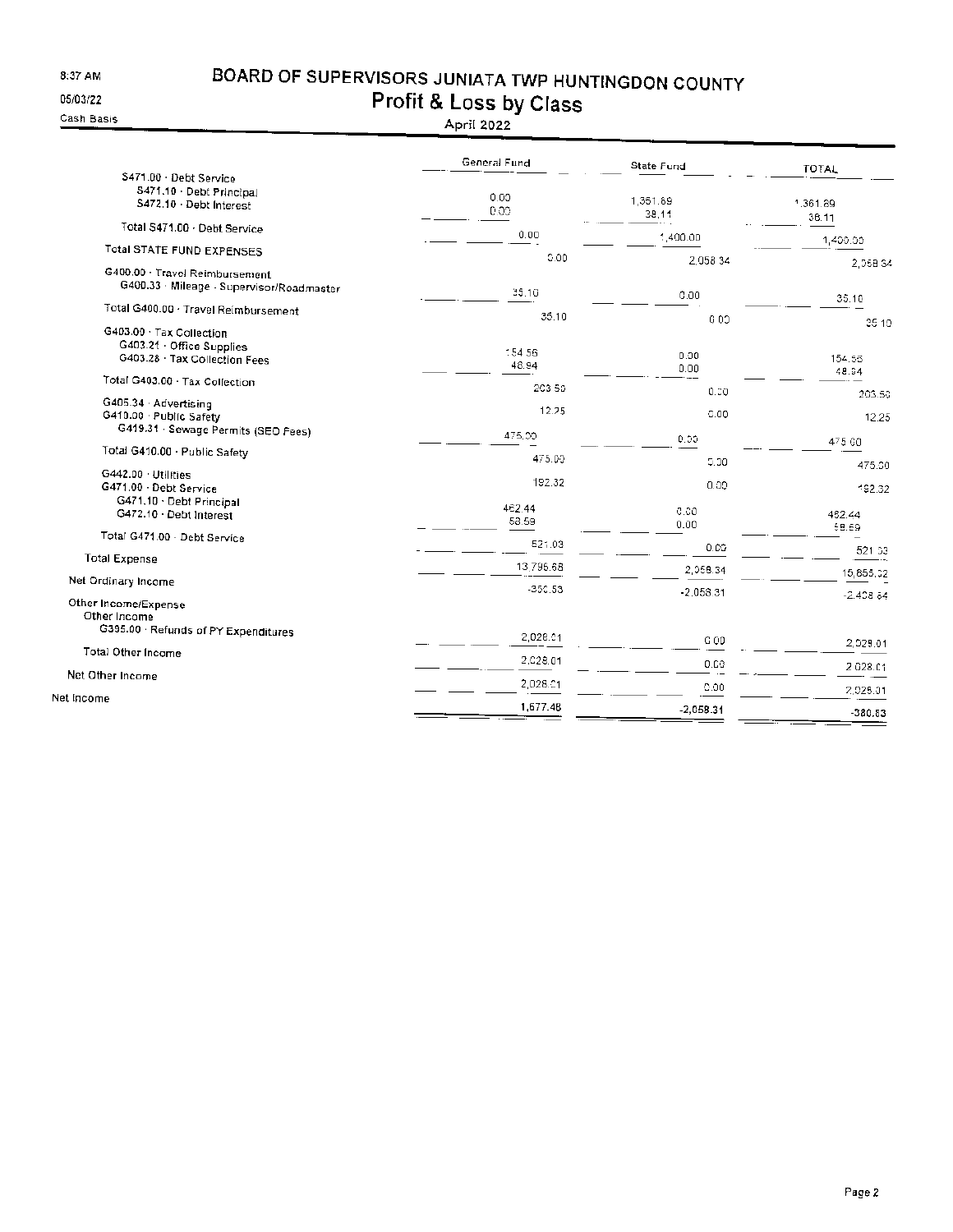# BOARD OF SUPERVISORS JUNIATA TWP HUNTINGDON COUNTY

## Profit & Loss by Class

April 2022

8:37 AM
05/03/22
Cash Basis

| | General Fund | State Fund | TOTAL |
|---|---|---|---|
| S471.00 · Debt Service | | | |
| S471.10 · Debt Principal | 0.00 | 1,361.89 | 1,361.89 |
| S472.10 · Debt Interest | 0.00 | 38.11 | 38.11 |
| Total S471.00 · Debt Service | 0.00 | 1,400.00 | 1,400.00 |
| Total STATE FUND EXPENSES | 0.00 | 2,058.34 | 2,058.34 |
| G400.00 · Travel Reimbursement | | | |
| G400.33 · Mileage · Supervisor/Roadmaster | 35.10 | 0.00 | 35.10 |
| Total G400.00 · Travel Reimbursement | 35.10 | 0.00 | 35.10 |
| G403.00 · Tax Collection | | | |
| G403.21 · Office Supplies | 154.56 | 0.00 | 154.56 |
| G403.28 · Tax Collection Fees | 48.94 | 0.00 | 48.94 |
| Total G403.00 · Tax Collection | 203.50 | 0.00 | 203.50 |
| G405.34 · Advertising | 12.25 | 0.00 | 12.25 |
| G410.00 · Public Safety | | | |
| G419.31 · Sewage Permits (SEO Fees) | 475.00 | 0.00 | 475.00 |
| Total G410.00 · Public Safety | 475.00 | 0.00 | 475.00 |
| G442.00 · Utilities | 192.32 | 0.00 | 192.32 |
| G471.00 · Debt Service | | | |
| G471.10 · Debt Principal | 462.44 | 0.00 | 462.44 |
| G472.10 · Debt Interest | 58.59 | 0.00 | 58.59 |
| Total G471.00 · Debt Service | 521.03 | 0.00 | 521.03 |
| Total Expense | 13,796.68 | 2,058.34 | 15,855.02 |
| Net Ordinary Income | -350.53 | -2,058.31 | -2,408.84 |
| Other Income/Expense | | | |
| Other Income | | | |
| G395.00 · Refunds of PY Expenditures | 2,028.01 | 0.00 | 2,028.01 |
| Total Other Income | 2,028.01 | 0.00 | 2,028.01 |
| Net Other Income | 2,028.01 | 0.00 | 2,028.01 |
| Net Income | 1,677.48 | -2,058.31 | -380.83 |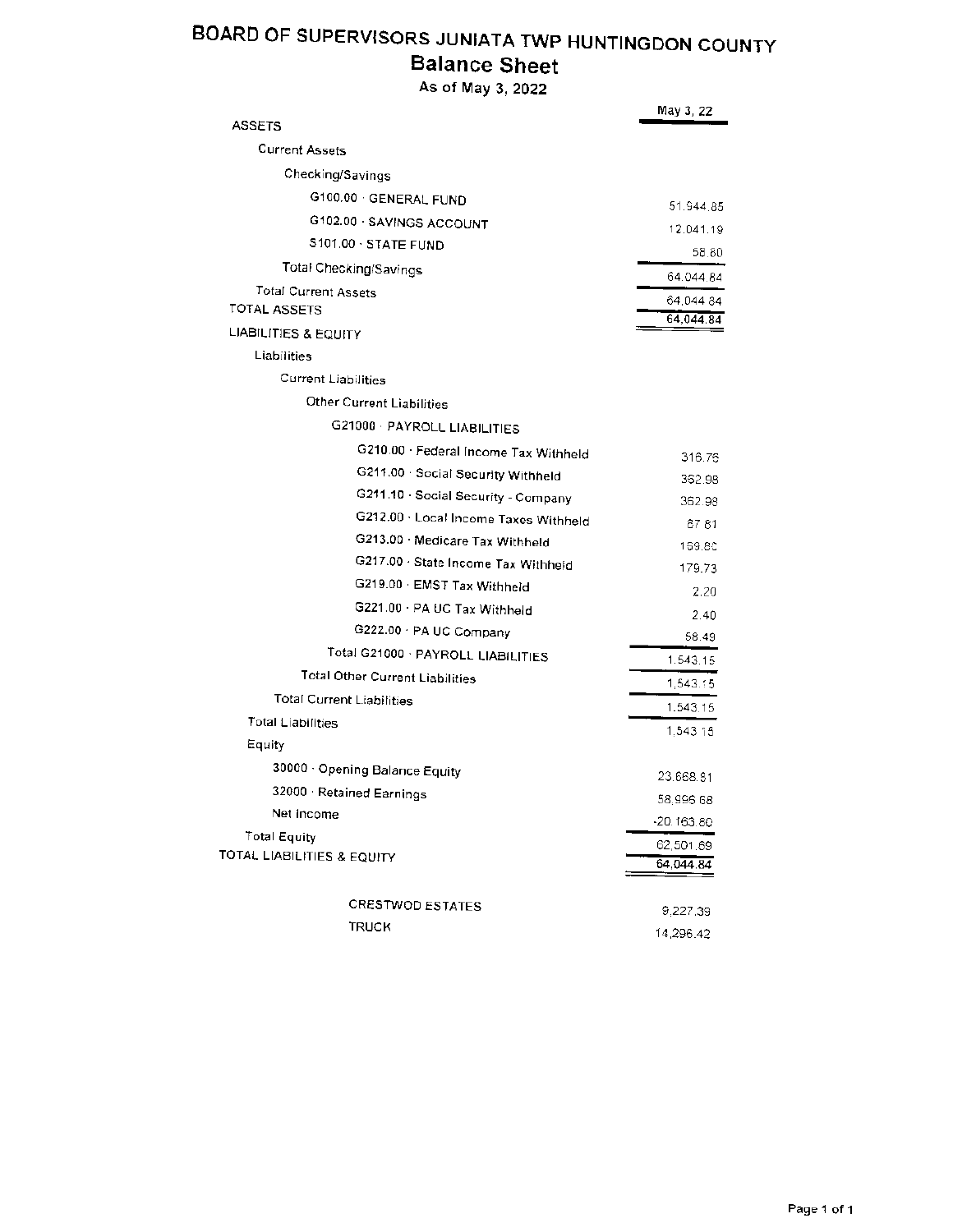# BOARD OF SUPERVISORS JUNIATA TWP HUNTINGDON COUNTY

## Balance Sheet

As of May 3, 2022

| | May 3, 22 |
|---|---|
| ASSETS | |
| Current Assets | |
| Checking/Savings | |
| G100.00 · GENERAL FUND | 51,944.85 |
| G102.00 · SAVINGS ACCOUNT | 12,041.19 |
| S101.00 · STATE FUND | 58.80 |
| Total Checking/Savings | 64,044.84 |
| Total Current Assets | 64,044.84 |
| TOTAL ASSETS | 64,044.84 |
| LIABILITIES & EQUITY | |
| Liabilities | |
| Current Liabilities | |
| Other Current Liabilities | |
| G21000 · PAYROLL LIABILITIES | |
| G210.00 · Federal Income Tax Withheld | 316.76 |
| G211.00 · Social Security Withheld | 362.98 |
| G211.10 · Social Security - Company | 362.98 |
| G212.00 · Local Income Taxes Withheld | 87.61 |
| G213.00 · Medicare Tax Withheld | 169.80 |
| G217.00 · State Income Tax Withheld | 179.73 |
| G219.00 · EMST Tax Withheld | 2.20 |
| G221.00 · PA UC Tax Withheld | 2.40 |
| G222.00 · PA UC Company | 58.49 |
| Total G21000 · PAYROLL LIABILITIES | 1,543.15 |
| Total Other Current Liabilities | 1,543.15 |
| Total Current Liabilities | 1,543.15 |
| Total Liabilities | 1,543.15 |
| Equity | |
| 30000 · Opening Balance Equity | 23,668.81 |
| 32000 · Retained Earnings | 58,996.68 |
| Net Income | -20,163.80 |
| Total Equity | 62,501.69 |
| TOTAL LIABILITIES & EQUITY | 64,044.84 |

| | |
|---|---|
| CRESTWOD ESTATES | 9,227.39 |
| TRUCK | 14,296.42 |